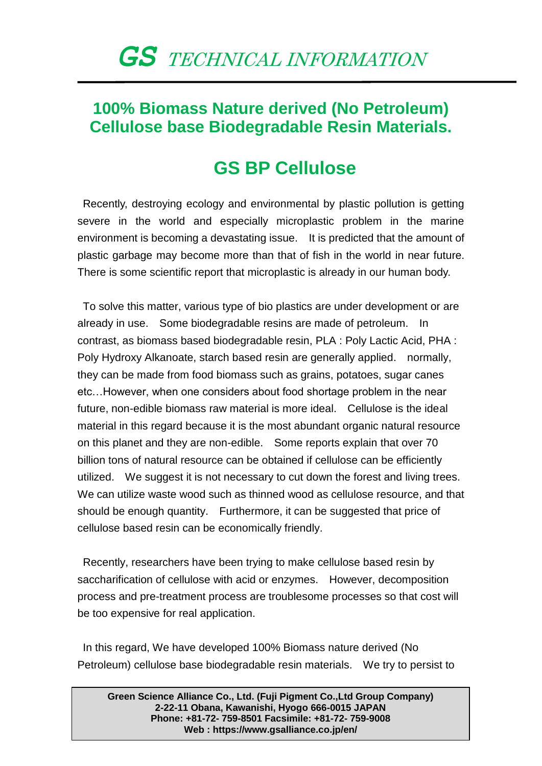# *GS TECHNICAL INFORMATION*

## 100% Biomass Nature derived (No Petroleum) Cellulose base Biodegradable Resin Materials.

## GS BP Cellulose

Recently, destroying ecology and environmental by plastic pollution is getting severe in the world and especially microplastic problem in the marine environment is becoming a devastating issue. It is predicted that the amount of plastic garbage may become more than that of fish in the world in near future. There is some scientific report that microplastic is already in our human body.

To solve this matter, various type of bio plastics are under development or are already in use. Some biodegradable resins are made of petroleum. In contrast, as biomass based biodegradable resin, PLA : Poly Lactic Acid, PHA : Poly Hydroxy Alkanoate, starch based resin are generally applied. normally, they can be made from food biomass such as grains, potatoes, sugar canes etc…However, when one considers about food shortage problem in the near future, non-edible biomass raw material is more ideal. Cellulose is the ideal material in this regard because it is the most abundant organic natural resource on this planet and they are non-edible. Some reports explain that over 70 billion tons of natural resource can be obtained if cellulose can be efficiently utilized. We suggest it is not necessary to cut down the forest and living trees. We can utilize waste wood such as thinned wood as cellulose resource, and that should be enough quantity. Furthermore, it can be suggested that price of cellulose based resin can be economically friendly.

Recently, researchers have been trying to make cellulose based resin by saccharification of cellulose with acid or enzymes. However, decomposition process and pre-treatment process are troublesome processes so that cost will be too expensive for real application.

In this regard, We have developed 100% Biomass nature derived (No Petroleum) cellulose base biodegradable resin materials. We try to persist to

**Green Science Alliance Co., Ltd. (Fuji Pigment Co.,Ltd Group Company)**
**2-22-11 Obana, Kawanishi, Hyogo 666-0015 JAPAN**
**Phone: +81-72- 759-8501 Facsimile: +81-72- 759-9008**
**Web : https://www.gsalliance.co.jp/en/**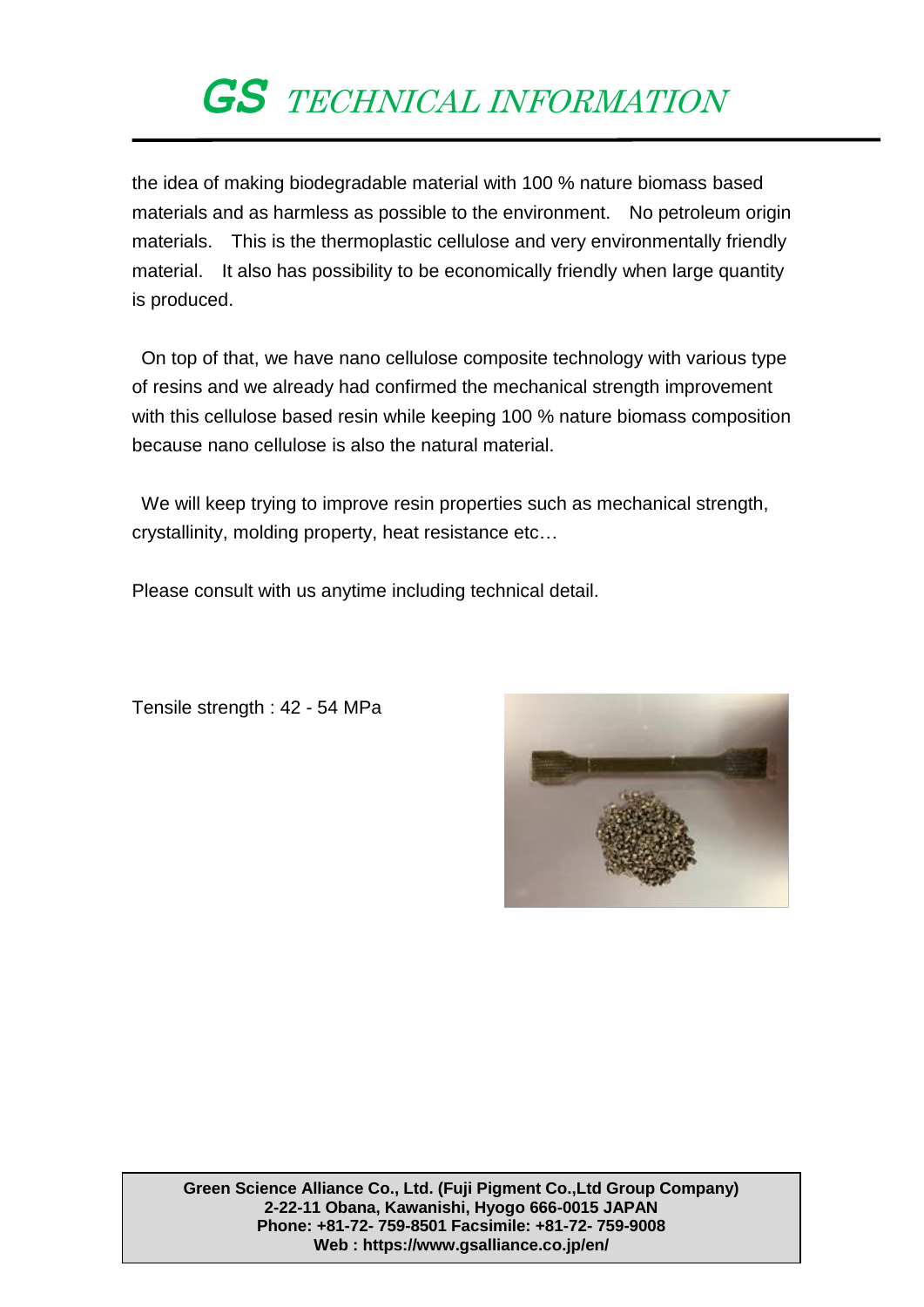the idea of making biodegradable material with 100 % nature biomass based materials and as harmless as possible to the environment. No petroleum origin materials. This is the thermoplastic cellulose and very environmentally friendly material. It also has possibility to be economically friendly when large quantity is produced.

On top of that, we have nano cellulose composite technology with various type of resins and we already had confirmed the mechanical strength improvement with this cellulose based resin while keeping 100 % nature biomass composition because nano cellulose is also the natural material.

We will keep trying to improve resin properties such as mechanical strength, crystallinity, molding property, heat resistance etc…

Please consult with us anytime including technical detail.

Tensile strength : 42 - 54 MPa

**Green Science Alliance Co., Ltd. (Fuji Pigment Co.,Ltd Group Company)**
**2-22-11 Obana, Kawanishi, Hyogo 666-0015 JAPAN**
**Phone: +81-72- 759-8501 Facsimile: +81-72- 759-9008**
**Web : https://www.gsalliance.co.jp/en/**